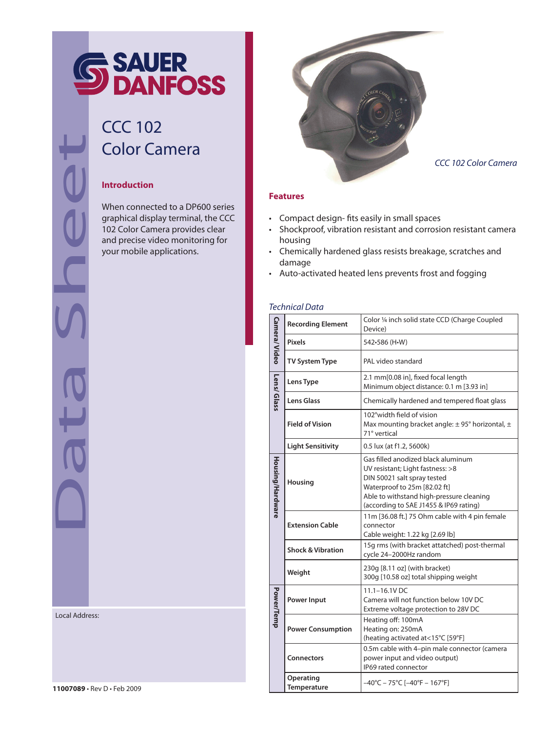SAUER DANFOSS

Data Sheet

# CCC 102 Color Camera

## Introduction

When connected to a DP600 series graphical display terminal, the CCC 102 Color Camera provides clear and precise video monitoring for your mobile applications.

*CCC 102 Color Camera*

## Features

- Compact design- fits easily in small spaces
- Shockproof, vibration resistant and corrosion resistant camera housing
- Chemically hardened glass resists breakage, scratches and damage
- Auto-activated heated lens prevents frost and fogging

*Technical Data*

| | | |
|---|---|---|
| Camera/Video | **Recording Element** | Color ¼ inch solid state CCD (Charge Coupled Device) |
| | **Pixels** | 542•586 (H•W) |
| | **TV System Type** | PAL video standard |
| Lens/Glass | **Lens Type** | 2.1 mm[0.08 in], fixed focal length<br>Minimum object distance: 0.1 m [3.93 in] |
| | **Lens Glass** | Chemically hardened and tempered float glass |
| | **Field of Vision** | 102°width field of vision<br>Max mounting bracket angle: ± 95° horizontal, ± 71° vertical |
| | **Light Sensitivity** | 0.5 lux (at f1.2, 5600k) |
| Housing/Hardware | **Housing** | Gas filled anodized black aluminum<br>UV resistant; Light fastness: >8<br>DIN 50021 salt spray tested<br>Waterproof to 25m [82.02 ft]<br>Able to withstand high-pressure cleaning (according to SAE J1455 & IP69 rating) |
| | **Extension Cable** | 11m [36.08 ft.] 75 Ohm cable with 4 pin female connector<br>Cable weight: 1.22 kg [2.69 lb] |
| | **Shock & Vibration** | 15g rms (with bracket attatched) post-thermal cycle 24–2000Hz random |
| | **Weight** | 230g [8.11 oz] (with bracket)<br>300g [10.58 oz] total shipping weight |
| Power/Temp | **Power Input** | 11.1–16.1V DC<br>Camera will not function below 10V DC<br>Extreme voltage protection to 28V DC |
| | **Power Consumption** | Heating off: 100mA<br>Heating on: 250mA<br>(heating activated at<15°C [59°F] |
| | **Connectors** | 0.5m cable with 4–pin male connector (camera power input and video output)<br>IP69 rated connector |
| | **Operating Temperature** | –40°C – 75°C [–40°F – 167°F] |

Local Address:

**11007089** • Rev D • Feb 2009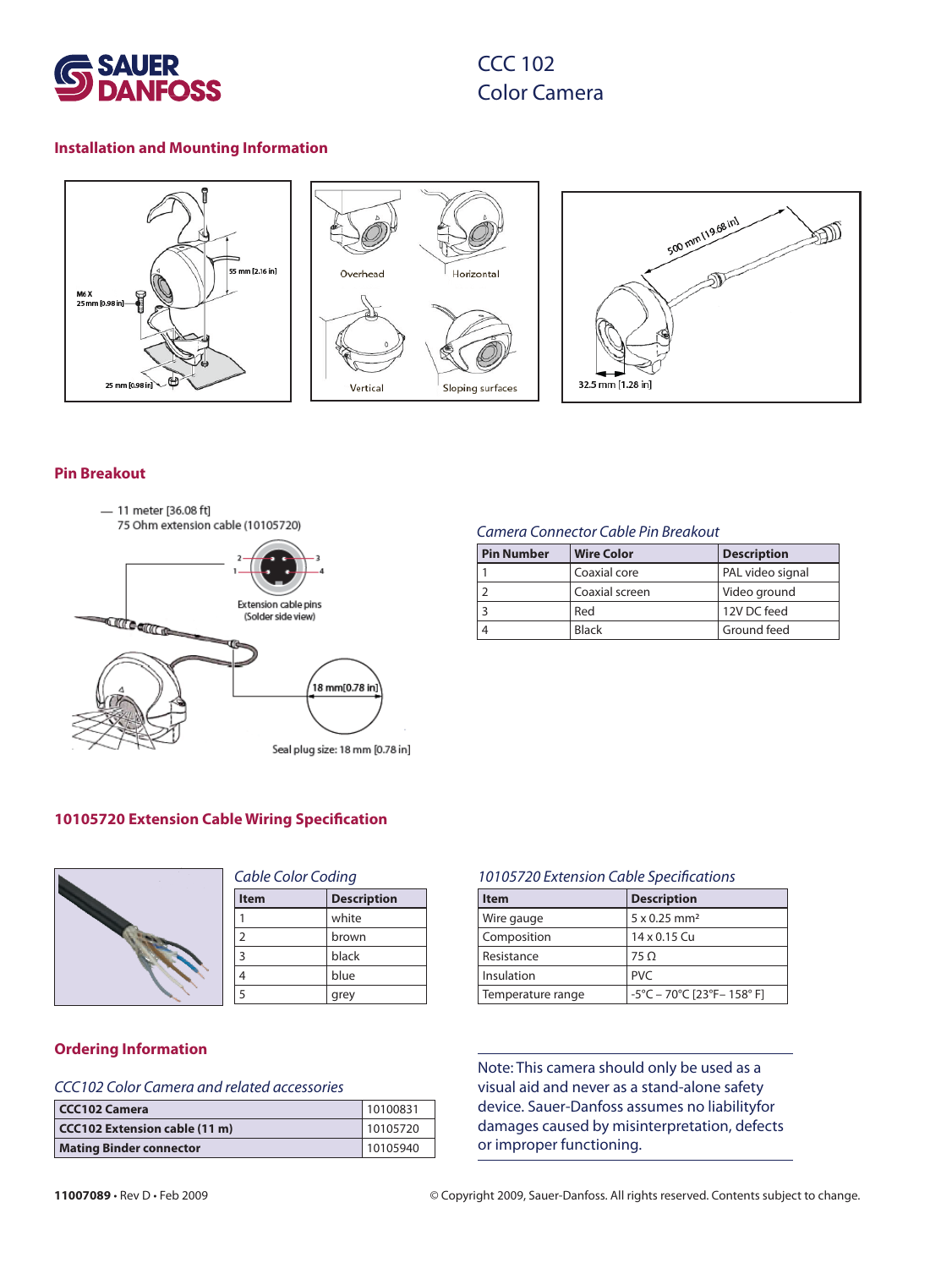# CCC 102 Color Camera

## Installation and Mounting Information

M6 X 25 mm [0.98 in]

55 mm [2.16 in]

25 mm [0.98 in]

Overhead

Horizontal

Vertical

Sloping surfaces

500 mm [19.68 in]

32.5 mm [1.28 in]

## Pin Breakout

11 meter [36.08 ft]
75 Ohm extension cable (10105720)

Extension cable pins (Solder side view)

18 mm[0.78 in]

Seal plug size: 18 mm [0.78 in]

*Camera Connector Cable Pin Breakout*

| Pin Number | Wire Color | Description |
|---|---|---|
| 1 | Coaxial core | PAL video signal |
| 2 | Coaxial screen | Video ground |
| 3 | Red | 12V DC feed |
| 4 | Black | Ground feed |

## 10105720 Extension Cable Wiring Specification

*Cable Color Coding*

| Item | Description |
|---|---|
| 1 | white |
| 2 | brown |
| 3 | black |
| 4 | blue |
| 5 | grey |

*10105720 Extension Cable Specifications*

| Item | Description |
|---|---|
| Wire gauge | 5 x 0.25 mm² |
| Composition | 14 x 0.15 Cu |
| Resistance | 75 Ω |
| Insulation | PVC |
| Temperature range | -5°C – 70°C [23°F– 158° F] |

## Ordering Information

*CCC102 Color Camera and related accessories*

| | |
|---|---|
| **CCC102 Camera** | 10100831 |
| **CCC102 Extension cable (11 m)** | 10105720 |
| **Mating Binder connector** | 10105940 |

Note: This camera should only be used as a visual aid and never as a stand-alone safety device. Sauer-Danfoss assumes no liabilityfor damages caused by misinterpretation, defects or improper functioning.

**11007089** • Rev D • Feb 2009

© Copyright 2009, Sauer-Danfoss. All rights reserved. Contents subject to change.